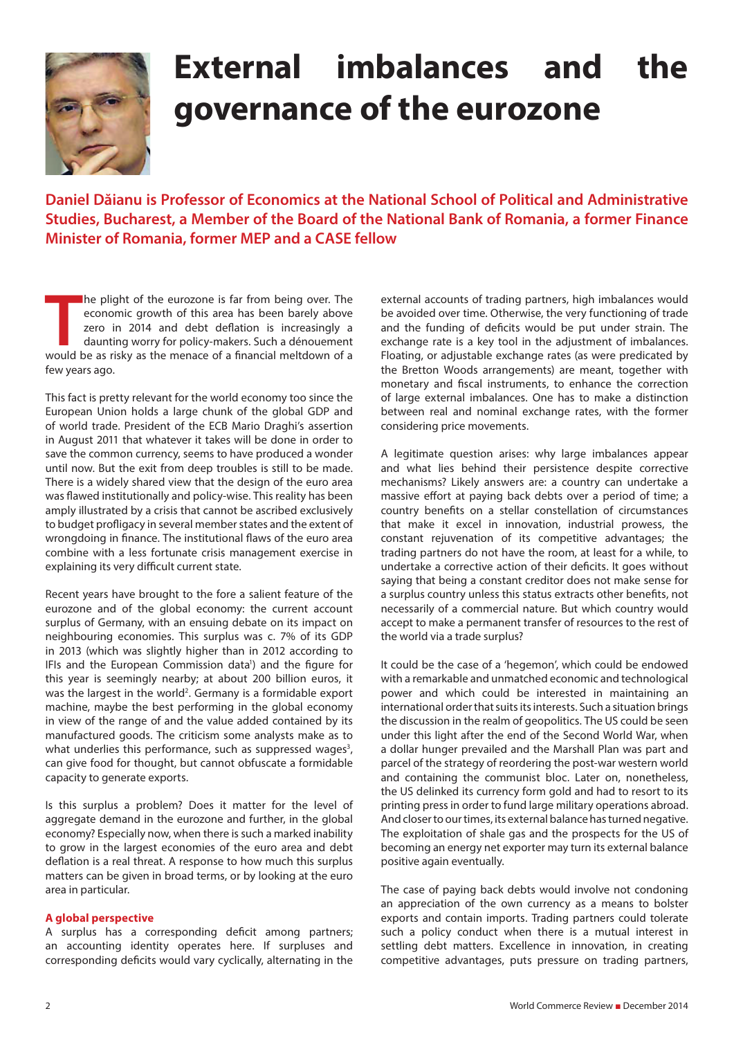# External imbalances and the governance of the eurozone

**Daniel Dăianu is Professor of Economics at the National School of Political and Administrative Studies, Bucharest, a Member of the Board of the National Bank of Romania, a former Finance Minister of Romania, former MEP and a CASE fellow**

The plight of the eurozone is far from being over. The economic growth of this area has been barely above zero in 2014 and debt deflation is increasingly a daunting worry for policy-makers. Such a dénouement would be as risky as the menace of a financial meltdown of a few years ago.

This fact is pretty relevant for the world economy too since the European Union holds a large chunk of the global GDP and of world trade. President of the ECB Mario Draghi's assertion in August 2011 that whatever it takes will be done in order to save the common currency, seems to have produced a wonder until now. But the exit from deep troubles is still to be made. There is a widely shared view that the design of the euro area was flawed institutionally and policy-wise. This reality has been amply illustrated by a crisis that cannot be ascribed exclusively to budget profligacy in several member states and the extent of wrongdoing in finance. The institutional flaws of the euro area combine with a less fortunate crisis management exercise in explaining its very difficult current state.

Recent years have brought to the fore a salient feature of the eurozone and of the global economy: the current account surplus of Germany, with an ensuing debate on its impact on neighbouring economies. This surplus was c. 7% of its GDP in 2013 (which was slightly higher than in 2012 according to IFIs and the European Commission data[1]) and the figure for this year is seemingly nearby; at about 200 billion euros, it was the largest in the world[2]. Germany is a formidable export machine, maybe the best performing in the global economy in view of the range of and the value added contained by its manufactured goods. The criticism some analysts make as to what underlies this performance, such as suppressed wages[3], can give food for thought, but cannot obfuscate a formidable capacity to generate exports.

Is this surplus a problem? Does it matter for the level of aggregate demand in the eurozone and further, in the global economy? Especially now, when there is such a marked inability to grow in the largest economies of the euro area and debt deflation is a real threat. A response to how much this surplus matters can be given in broad terms, or by looking at the euro area in particular.

**A global perspective**

A surplus has a corresponding deficit among partners; an accounting identity operates here. If surpluses and corresponding deficits would vary cyclically, alternating in the external accounts of trading partners, high imbalances would be avoided over time. Otherwise, the very functioning of trade and the funding of deficits would be put under strain. The exchange rate is a key tool in the adjustment of imbalances. Floating, or adjustable exchange rates (as were predicated by the Bretton Woods arrangements) are meant, together with monetary and fiscal instruments, to enhance the correction of large external imbalances. One has to make a distinction between real and nominal exchange rates, with the former considering price movements.

A legitimate question arises: why large imbalances appear and what lies behind their persistence despite corrective mechanisms? Likely answers are: a country can undertake a massive effort at paying back debts over a period of time; a country benefits on a stellar constellation of circumstances that make it excel in innovation, industrial prowess, the constant rejuvenation of its competitive advantages; the trading partners do not have the room, at least for a while, to undertake a corrective action of their deficits. It goes without saying that being a constant creditor does not make sense for a surplus country unless this status extracts other benefits, not necessarily of a commercial nature. But which country would accept to make a permanent transfer of resources to the rest of the world via a trade surplus?

It could be the case of a 'hegemon', which could be endowed with a remarkable and unmatched economic and technological power and which could be interested in maintaining an international order that suits its interests. Such a situation brings the discussion in the realm of geopolitics. The US could be seen under this light after the end of the Second World War, when a dollar hunger prevailed and the Marshall Plan was part and parcel of the strategy of reordering the post-war western world and containing the communist bloc. Later on, nonetheless, the US delinked its currency form gold and had to resort to its printing press in order to fund large military operations abroad. And closer to our times, its external balance has turned negative. The exploitation of shale gas and the prospects for the US of becoming an energy net exporter may turn its external balance positive again eventually.

The case of paying back debts would involve not condoning an appreciation of the own currency as a means to bolster exports and contain imports. Trading partners could tolerate such a policy conduct when there is a mutual interest in settling debt matters. Excellence in innovation, in creating competitive advantages, puts pressure on trading partners,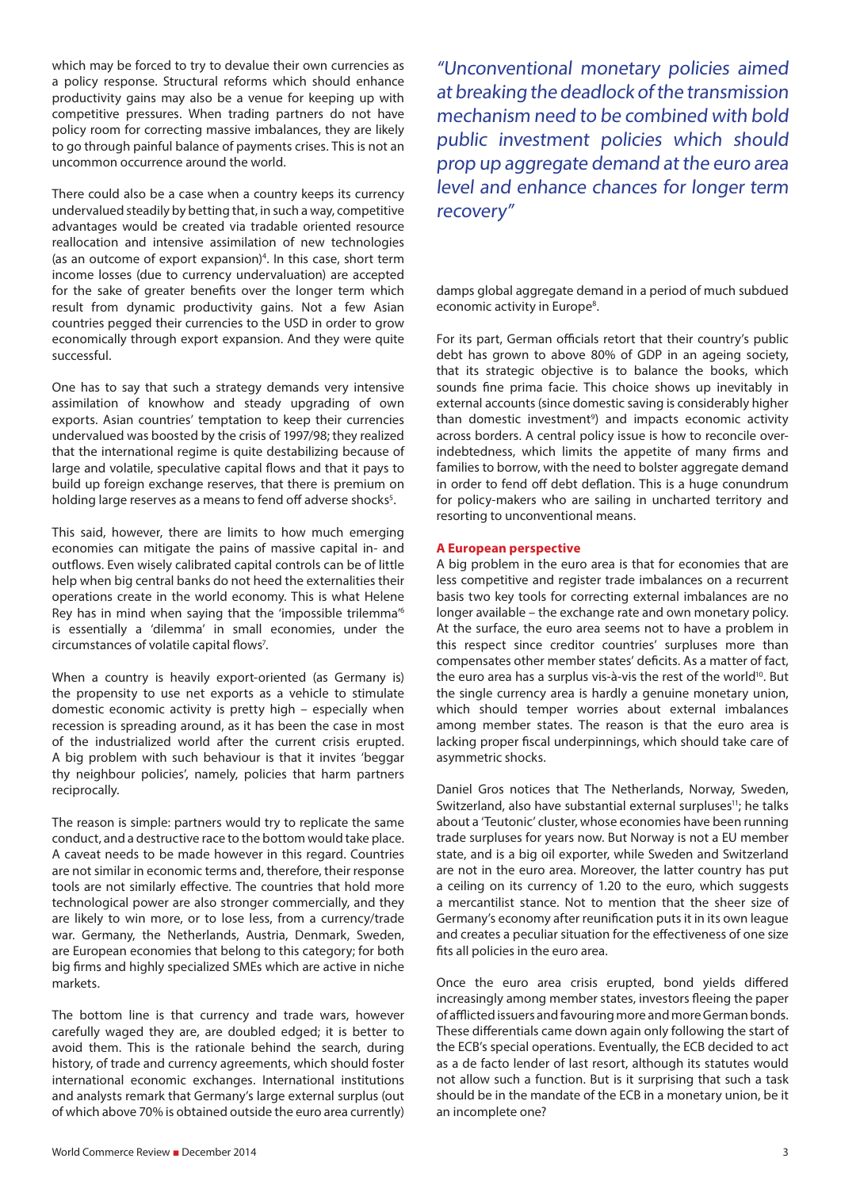which may be forced to try to devalue their own currencies as a policy response. Structural reforms which should enhance productivity gains may also be a venue for keeping up with competitive pressures. When trading partners do not have policy room for correcting massive imbalances, they are likely to go through painful balance of payments crises. This is not an uncommon occurrence around the world.

There could also be a case when a country keeps its currency undervalued steadily by betting that, in such a way, competitive advantages would be created via tradable oriented resource reallocation and intensive assimilation of new technologies (as an outcome of export expansion)[4]. In this case, short term income losses (due to currency undervaluation) are accepted for the sake of greater benefits over the longer term which result from dynamic productivity gains. Not a few Asian countries pegged their currencies to the USD in order to grow economically through export expansion. And they were quite successful.

One has to say that such a strategy demands very intensive assimilation of knowhow and steady upgrading of own exports. Asian countries' temptation to keep their currencies undervalued was boosted by the crisis of 1997/98; they realized that the international regime is quite destabilizing because of large and volatile, speculative capital flows and that it pays to build up foreign exchange reserves, that there is premium on holding large reserves as a means to fend off adverse shocks[5].

This said, however, there are limits to how much emerging economies can mitigate the pains of massive capital in- and outflows. Even wisely calibrated capital controls can be of little help when big central banks do not heed the externalities their operations create in the world economy. This is what Helene Rey has in mind when saying that the 'impossible trilemma'[6] is essentially a 'dilemma' in small economies, under the circumstances of volatile capital flows[7].

When a country is heavily export-oriented (as Germany is) the propensity to use net exports as a vehicle to stimulate domestic economic activity is pretty high – especially when recession is spreading around, as it has been the case in most of the industrialized world after the current crisis erupted. A big problem with such behaviour is that it invites 'beggar thy neighbour policies', namely, policies that harm partners reciprocally.

The reason is simple: partners would try to replicate the same conduct, and a destructive race to the bottom would take place. A caveat needs to be made however in this regard. Countries are not similar in economic terms and, therefore, their response tools are not similarly effective. The countries that hold more technological power are also stronger commercially, and they are likely to win more, or to lose less, from a currency/trade war. Germany, the Netherlands, Austria, Denmark, Sweden, are European economies that belong to this category; for both big firms and highly specialized SMEs which are active in niche markets.

The bottom line is that currency and trade wars, however carefully waged they are, are doubled edged; it is better to avoid them. This is the rationale behind the search, during history, of trade and currency agreements, which should foster international economic exchanges. International institutions and analysts remark that Germany's large external surplus (out of which above 70% is obtained outside the euro area currently) damps global aggregate demand in a period of much subdued economic activity in Europe[8].

*"Unconventional monetary policies aimed at breaking the deadlock of the transmission mechanism need to be combined with bold public investment policies which should prop up aggregate demand at the euro area level and enhance chances for longer term recovery"*

For its part, German officials retort that their country's public debt has grown to above 80% of GDP in an ageing society, that its strategic objective is to balance the books, which sounds fine prima facie. This choice shows up inevitably in external accounts (since domestic saving is considerably higher than domestic investment[9]) and impacts economic activity across borders. A central policy issue is how to reconcile over-indebtedness, which limits the appetite of many firms and families to borrow, with the need to bolster aggregate demand in order to fend off debt deflation. This is a huge conundrum for policy-makers who are sailing in uncharted territory and resorting to unconventional means.

## A European perspective

A big problem in the euro area is that for economies that are less competitive and register trade imbalances on a recurrent basis two key tools for correcting external imbalances are no longer available – the exchange rate and own monetary policy. At the surface, the euro area seems not to have a problem in this respect since creditor countries' surpluses more than compensates other member states' deficits. As a matter of fact, the euro area has a surplus vis-à-vis the rest of the world[10]. But the single currency area is hardly a genuine monetary union, which should temper worries about external imbalances among member states. The reason is that the euro area is lacking proper fiscal underpinnings, which should take care of asymmetric shocks.

Daniel Gros notices that The Netherlands, Norway, Sweden, Switzerland, also have substantial external surpluses[11]; he talks about a 'Teutonic' cluster, whose economies have been running trade surpluses for years now. But Norway is not a EU member state, and is a big oil exporter, while Sweden and Switzerland are not in the euro area. Moreover, the latter country has put a ceiling on its currency of 1.20 to the euro, which suggests a mercantilist stance. Not to mention that the sheer size of Germany's economy after reunification puts it in its own league and creates a peculiar situation for the effectiveness of one size fits all policies in the euro area.

Once the euro area crisis erupted, bond yields differed increasingly among member states, investors fleeing the paper of afflicted issuers and favouring more and more German bonds. These differentials came down again only following the start of the ECB's special operations. Eventually, the ECB decided to act as a de facto lender of last resort, although its statutes would not allow such a function. But is it surprising that such a task should be in the mandate of the ECB in a monetary union, be it an incomplete one?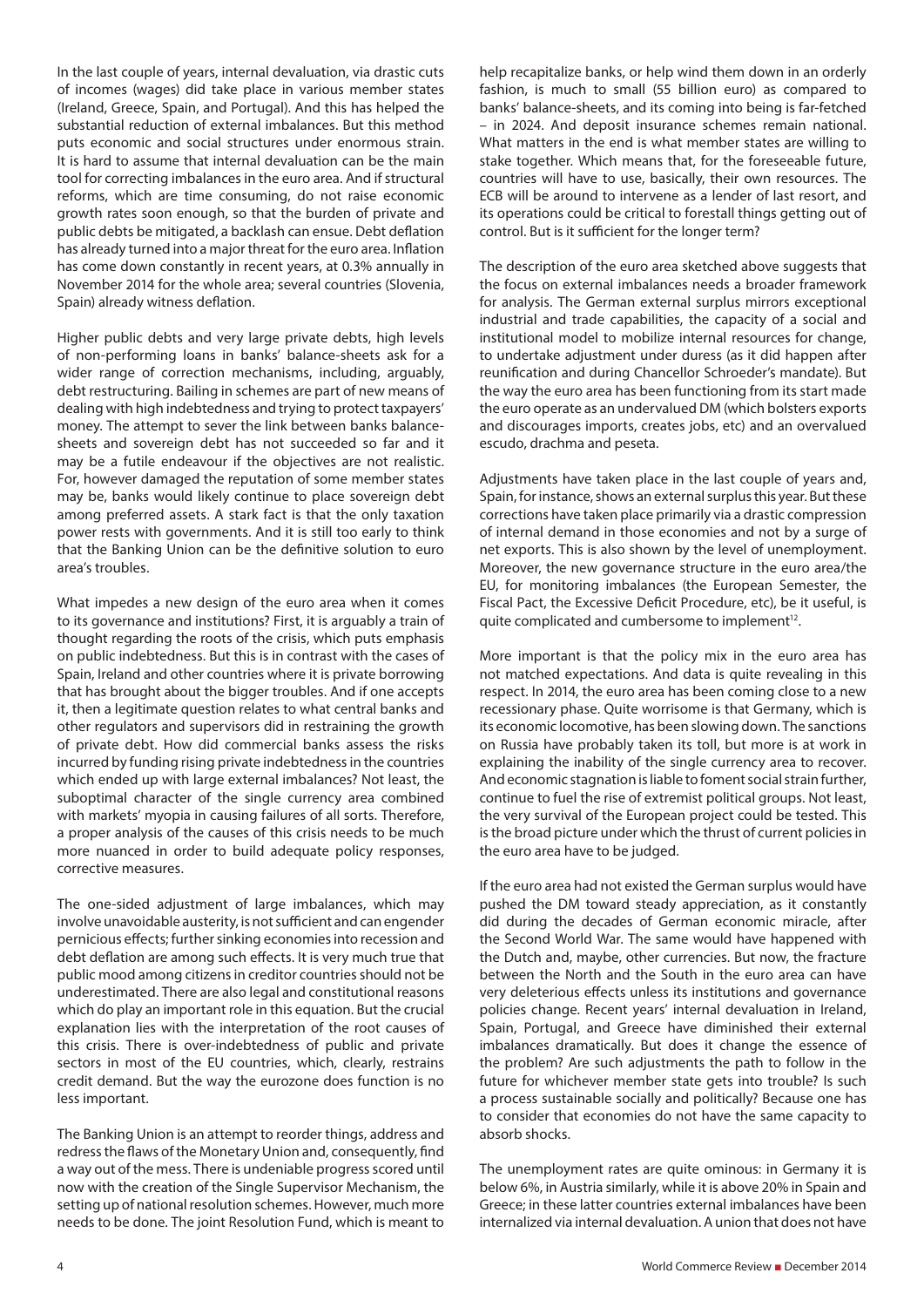In the last couple of years, internal devaluation, via drastic cuts of incomes (wages) did take place in various member states (Ireland, Greece, Spain, and Portugal). And this has helped the substantial reduction of external imbalances. But this method puts economic and social structures under enormous strain. It is hard to assume that internal devaluation can be the main tool for correcting imbalances in the euro area. And if structural reforms, which are time consuming, do not raise economic growth rates soon enough, so that the burden of private and public debts be mitigated, a backlash can ensue. Debt deflation has already turned into a major threat for the euro area. Inflation has come down constantly in recent years, at 0.3% annually in November 2014 for the whole area; several countries (Slovenia, Spain) already witness deflation.

Higher public debts and very large private debts, high levels of non-performing loans in banks' balance-sheets ask for a wider range of correction mechanisms, including, arguably, debt restructuring. Bailing in schemes are part of new means of dealing with high indebtedness and trying to protect taxpayers' money. The attempt to sever the link between banks balance-sheets and sovereign debt has not succeeded so far and it may be a futile endeavour if the objectives are not realistic. For, however damaged the reputation of some member states may be, banks would likely continue to place sovereign debt among preferred assets. A stark fact is that the only taxation power rests with governments. And it is still too early to think that the Banking Union can be the definitive solution to euro area's troubles.

What impedes a new design of the euro area when it comes to its governance and institutions? First, it is arguably a train of thought regarding the roots of the crisis, which puts emphasis on public indebtedness. But this is in contrast with the cases of Spain, Ireland and other countries where it is private borrowing that has brought about the bigger troubles. And if one accepts it, then a legitimate question relates to what central banks and other regulators and supervisors did in restraining the growth of private debt. How did commercial banks assess the risks incurred by funding rising private indebtedness in the countries which ended up with large external imbalances? Not least, the suboptimal character of the single currency area combined with markets' myopia in causing failures of all sorts. Therefore, a proper analysis of the causes of this crisis needs to be much more nuanced in order to build adequate policy responses, corrective measures.

The one-sided adjustment of large imbalances, which may involve unavoidable austerity, is not sufficient and can engender pernicious effects; further sinking economies into recession and debt deflation are among such effects. It is very much true that public mood among citizens in creditor countries should not be underestimated. There are also legal and constitutional reasons which do play an important role in this equation. But the crucial explanation lies with the interpretation of the root causes of this crisis. There is over-indebtedness of public and private sectors in most of the EU countries, which, clearly, restrains credit demand. But the way the eurozone does function is no less important.

The Banking Union is an attempt to reorder things, address and redress the flaws of the Monetary Union and, consequently, find a way out of the mess. There is undeniable progress scored until now with the creation of the Single Supervisor Mechanism, the setting up of national resolution schemes. However, much more needs to be done. The joint Resolution Fund, which is meant to help recapitalize banks, or help wind them down in an orderly fashion, is much to small (55 billion euro) as compared to banks' balance-sheets, and its coming into being is far-fetched – in 2024. And deposit insurance schemes remain national. What matters in the end is what member states are willing to stake together. Which means that, for the foreseeable future, countries will have to use, basically, their own resources. The ECB will be around to intervene as a lender of last resort, and its operations could be critical to forestall things getting out of control. But is it sufficient for the longer term?

The description of the euro area sketched above suggests that the focus on external imbalances needs a broader framework for analysis. The German external surplus mirrors exceptional industrial and trade capabilities, the capacity of a social and institutional model to mobilize internal resources for change, to undertake adjustment under duress (as it did happen after reunification and during Chancellor Schroeder's mandate). But the way the euro area has been functioning from its start made the euro operate as an undervalued DM (which bolsters exports and discourages imports, creates jobs, etc) and an overvalued escudo, drachma and peseta.

Adjustments have taken place in the last couple of years and, Spain, for instance, shows an external surplus this year. But these corrections have taken place primarily via a drastic compression of internal demand in those economies and not by a surge of net exports. This is also shown by the level of unemployment. Moreover, the new governance structure in the euro area/the EU, for monitoring imbalances (the European Semester, the Fiscal Pact, the Excessive Deficit Procedure, etc), be it useful, is quite complicated and cumbersome to implement[12].

More important is that the policy mix in the euro area has not matched expectations. And data is quite revealing in this respect. In 2014, the euro area has been coming close to a new recessionary phase. Quite worrisome is that Germany, which is its economic locomotive, has been slowing down. The sanctions on Russia have probably taken its toll, but more is at work in explaining the inability of the single currency area to recover. And economic stagnation is liable to foment social strain further, continue to fuel the rise of extremist political groups. Not least, the very survival of the European project could be tested. This is the broad picture under which the thrust of current policies in the euro area have to be judged.

If the euro area had not existed the German surplus would have pushed the DM toward steady appreciation, as it constantly did during the decades of German economic miracle, after the Second World War. The same would have happened with the Dutch and, maybe, other currencies. But now, the fracture between the North and the South in the euro area can have very deleterious effects unless its institutions and governance policies change. Recent years' internal devaluation in Ireland, Spain, Portugal, and Greece have diminished their external imbalances dramatically. But does it change the essence of the problem? Are such adjustments the path to follow in the future for whichever member state gets into trouble? Is such a process sustainable socially and politically? Because one has to consider that economies do not have the same capacity to absorb shocks.

The unemployment rates are quite ominous: in Germany it is below 6%, in Austria similarly, while it is above 20% in Spain and Greece; in these latter countries external imbalances have been internalized via internal devaluation. A union that does not have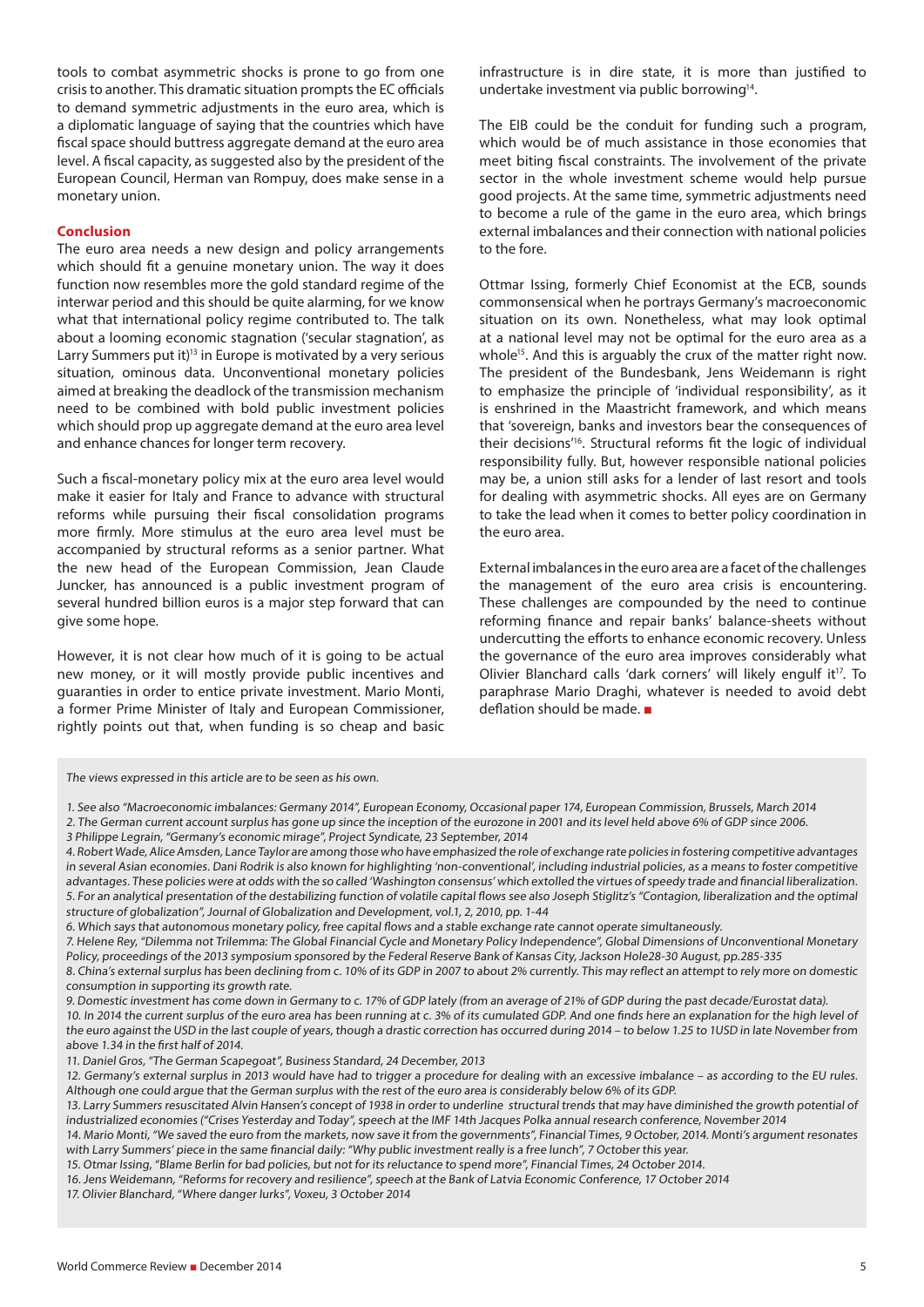tools to combat asymmetric shocks is prone to go from one crisis to another. This dramatic situation prompts the EC officials to demand symmetric adjustments in the euro area, which is a diplomatic language of saying that the countries which have fiscal space should buttress aggregate demand at the euro area level. A fiscal capacity, as suggested also by the president of the European Council, Herman van Rompuy, does make sense in a monetary union.

## Conclusion

The euro area needs a new design and policy arrangements which should fit a genuine monetary union. The way it does function now resembles more the gold standard regime of the interwar period and this should be quite alarming, for we know what that international policy regime contributed to. The talk about a looming economic stagnation ('secular stagnation', as Larry Summers put it)[13] in Europe is motivated by a very serious situation, ominous data. Unconventional monetary policies aimed at breaking the deadlock of the transmission mechanism need to be combined with bold public investment policies which should prop up aggregate demand at the euro area level and enhance chances for longer term recovery.

Such a fiscal-monetary policy mix at the euro area level would make it easier for Italy and France to advance with structural reforms while pursuing their fiscal consolidation programs more firmly. More stimulus at the euro area level must be accompanied by structural reforms as a senior partner. What the new head of the European Commission, Jean Claude Juncker, has announced is a public investment program of several hundred billion euros is a major step forward that can give some hope.

However, it is not clear how much of it is going to be actual new money, or it will mostly provide public incentives and guaranties in order to entice private investment. Mario Monti, a former Prime Minister of Italy and European Commissioner, rightly points out that, when funding is so cheap and basic infrastructure is in dire state, it is more than justified to undertake investment via public borrowing[14].

The EIB could be the conduit for funding such a program, which would be of much assistance in those economies that meet biting fiscal constraints. The involvement of the private sector in the whole investment scheme would help pursue good projects. At the same time, symmetric adjustments need to become a rule of the game in the euro area, which brings external imbalances and their connection with national policies to the fore.

Ottmar Issing, formerly Chief Economist at the ECB, sounds commonsensical when he portrays Germany's macroeconomic situation on its own. Nonetheless, what may look optimal at a national level may not be optimal for the euro area as a whole[15]. And this is arguably the crux of the matter right now. The president of the Bundesbank, Jens Weidemann is right to emphasize the principle of 'individual responsibility', as it is enshrined in the Maastricht framework, and which means that 'sovereign, banks and investors bear the consequences of their decisions'[16]. Structural reforms fit the logic of individual responsibility fully. But, however responsible national policies may be, a union still asks for a lender of last resort and tools for dealing with asymmetric shocks. All eyes are on Germany to take the lead when it comes to better policy coordination in the euro area.

External imbalances in the euro area are a facet of the challenges the management of the euro area crisis is encountering. These challenges are compounded by the need to continue reforming finance and repair banks' balance-sheets without undercutting the efforts to enhance economic recovery. Unless the governance of the euro area improves considerably what Olivier Blanchard calls 'dark corners' will likely engulf it[17]. To paraphrase Mario Draghi, whatever is needed to avoid debt deflation should be made. ■

*The views expressed in this article are to be seen as his own.*

*1. See also "Macroeconomic imbalances: Germany 2014", European Economy, Occasional paper 174, European Commission, Brussels, March 2014*

*2. The German current account surplus has gone up since the inception of the eurozone in 2001 and its level held above 6% of GDP since 2006.*

*3 Philippe Legrain, "Germany's economic mirage", Project Syndicate, 23 September, 2014*

*4. Robert Wade, Alice Amsden, Lance Taylor are among those who have emphasized the role of exchange rate policies in fostering competitive advantages in several Asian economies. Dani Rodrik is also known for highlighting 'non-conventional', including industrial policies, as a means to foster competitive advantages. These policies were at odds with the so called 'Washington consensus' which extolled the virtues of speedy trade and financial liberalization.*

*5. For an analytical presentation of the destabilizing function of volatile capital flows see also Joseph Stiglitz's "Contagion, liberalization and the optimal structure of globalization", Journal of Globalization and Development, vol.1, 2, 2010, pp. 1-44*

*6. Which says that autonomous monetary policy, free capital flows and a stable exchange rate cannot operate simultaneously.*

*7. Helene Rey, "Dilemma not Trilemma: The Global Financial Cycle and Monetary Policy Independence", Global Dimensions of Unconventional Monetary Policy, proceedings of the 2013 symposium sponsored by the Federal Reserve Bank of Kansas City, Jackson Hole28-30 August, pp.285-335*

*8. China's external surplus has been declining from c. 10% of its GDP in 2007 to about 2% currently. This may reflect an attempt to rely more on domestic consumption in supporting its growth rate.*

*9. Domestic investment has come down in Germany to c. 17% of GDP lately (from an average of 21% of GDP during the past decade/Eurostat data).*

*10. In 2014 the current surplus of the euro area has been running at c. 3% of its cumulated GDP. And one finds here an explanation for the high level of the euro against the USD in the last couple of years, though a drastic correction has occurred during 2014 – to below 1.25 to 1USD in late November from above 1.34 in the first half of 2014.*

*11. Daniel Gros, "The German Scapegoat", Business Standard, 24 December, 2013*

*12. Germany's external surplus in 2013 would have had to trigger a procedure for dealing with an excessive imbalance – as according to the EU rules. Although one could argue that the German surplus with the rest of the euro area is considerably below 6% of its GDP.*

*13. Larry Summers resuscitated Alvin Hansen's concept of 1938 in order to underline structural trends that may have diminished the growth potential of industrialized economies ("Crises Yesterday and Today", speech at the IMF 14th Jacques Polka annual research conference, November 2014*

*14. Mario Monti, "We saved the euro from the markets, now save it from the governments", Financial Times, 9 October, 2014. Monti's argument resonates with Larry Summers' piece in the same financial daily: "Why public investment really is a free lunch", 7 October this year.*

*15. Otmar Issing, "Blame Berlin for bad policies, but not for its reluctance to spend more", Financial Times, 24 October 2014.*

*16. Jens Weidemann, "Reforms for recovery and resilience", speech at the Bank of Latvia Economic Conference, 17 October 2014*

*17. Olivier Blanchard, "Where danger lurks", Voxeu, 3 October 2014*